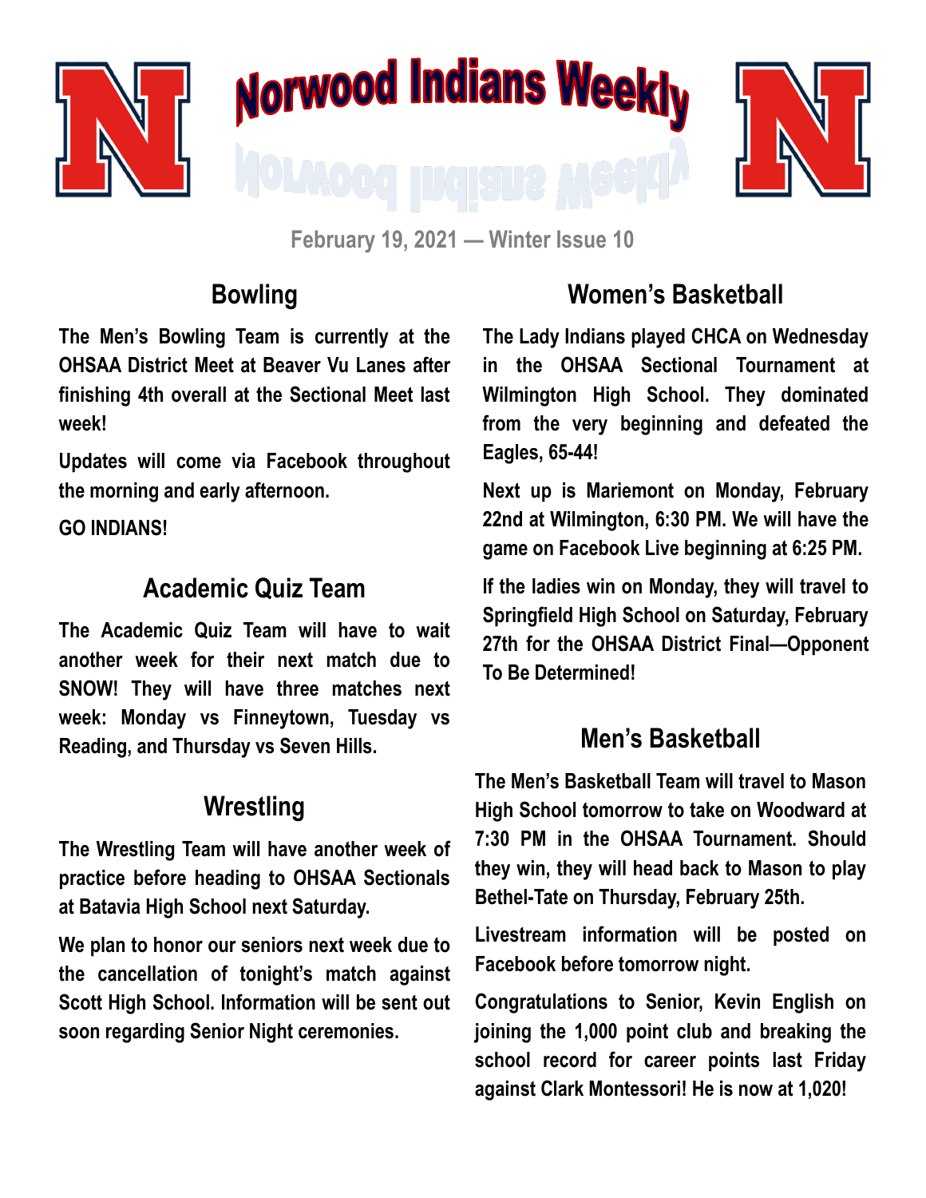# Norwood Indians Weekly

February 19, 2021 — Winter Issue 10

## Bowling

**The Men's Bowling Team is currently at the OHSAA District Meet at Beaver Vu Lanes after finishing 4th overall at the Sectional Meet last week!**

**Updates will come via Facebook throughout the morning and early afternoon.**

**GO INDIANS!**

## Academic Quiz Team

**The Academic Quiz Team will have to wait another week for their next match due to SNOW! They will have three matches next week: Monday vs Finneytown, Tuesday vs Reading, and Thursday vs Seven Hills.**

## Wrestling

**The Wrestling Team will have another week of practice before heading to OHSAA Sectionals at Batavia High School next Saturday.**

**We plan to honor our seniors next week due to the cancellation of tonight's match against Scott High School. Information will be sent out soon regarding Senior Night ceremonies.**

## Women's Basketball

**The Lady Indians played CHCA on Wednesday in the OHSAA Sectional Tournament at Wilmington High School. They dominated from the very beginning and defeated the Eagles, 65-44!**

**Next up is Mariemont on Monday, February 22nd at Wilmington, 6:30 PM. We will have the game on Facebook Live beginning at 6:25 PM.**

**If the ladies win on Monday, they will travel to Springfield High School on Saturday, February 27th for the OHSAA District Final—Opponent To Be Determined!**

## Men's Basketball

**The Men's Basketball Team will travel to Mason High School tomorrow to take on Woodward at 7:30 PM in the OHSAA Tournament. Should they win, they will head back to Mason to play Bethel-Tate on Thursday, February 25th.**

**Livestream information will be posted on Facebook before tomorrow night.**

**Congratulations to Senior, Kevin English on joining the 1,000 point club and breaking the school record for career points last Friday against Clark Montessori! He is now at 1,020!**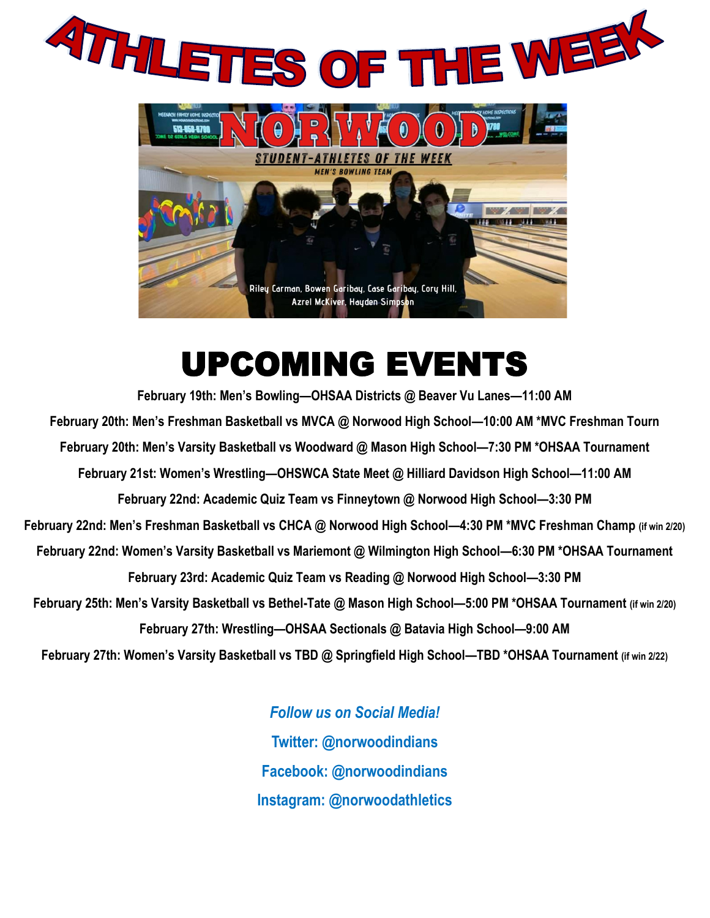# ATHLETES OF THE WEEK

# UPCOMING EVENTS

**February 19th: Men's Bowling—OHSAA Districts @ Beaver Vu Lanes—11:00 AM**

**February 20th: Men's Freshman Basketball vs MVCA @ Norwood High School—10:00 AM *MVC Freshman Tourn**

**February 20th: Men's Varsity Basketball vs Woodward @ Mason High School—7:30 PM *OHSAA Tournament**

**February 21st: Women's Wrestling—OHSWCA State Meet @ Hilliard Davidson High School—11:00 AM**

**February 22nd: Academic Quiz Team vs Finneytown @ Norwood High School—3:30 PM**

**February 22nd: Men's Freshman Basketball vs CHCA @ Norwood High School—4:30 PM *MVC Freshman Champ (if win 2/20)**

**February 22nd: Women's Varsity Basketball vs Mariemont @ Wilmington High School—6:30 PM *OHSAA Tournament**

**February 23rd: Academic Quiz Team vs Reading @ Norwood High School—3:30 PM**

**February 25th: Men's Varsity Basketball vs Bethel-Tate @ Mason High School—5:00 PM *OHSAA Tournament (if win 2/20)**

**February 27th: Wrestling—OHSAA Sectionals @ Batavia High School—9:00 AM**

**February 27th: Women's Varsity Basketball vs TBD @ Springfield High School—TBD *OHSAA Tournament (if win 2/22)**

*Follow us on Social Media!*

**Twitter: @norwoodindians**

**Facebook: @norwoodindians**

**Instagram: @norwoodathletics**